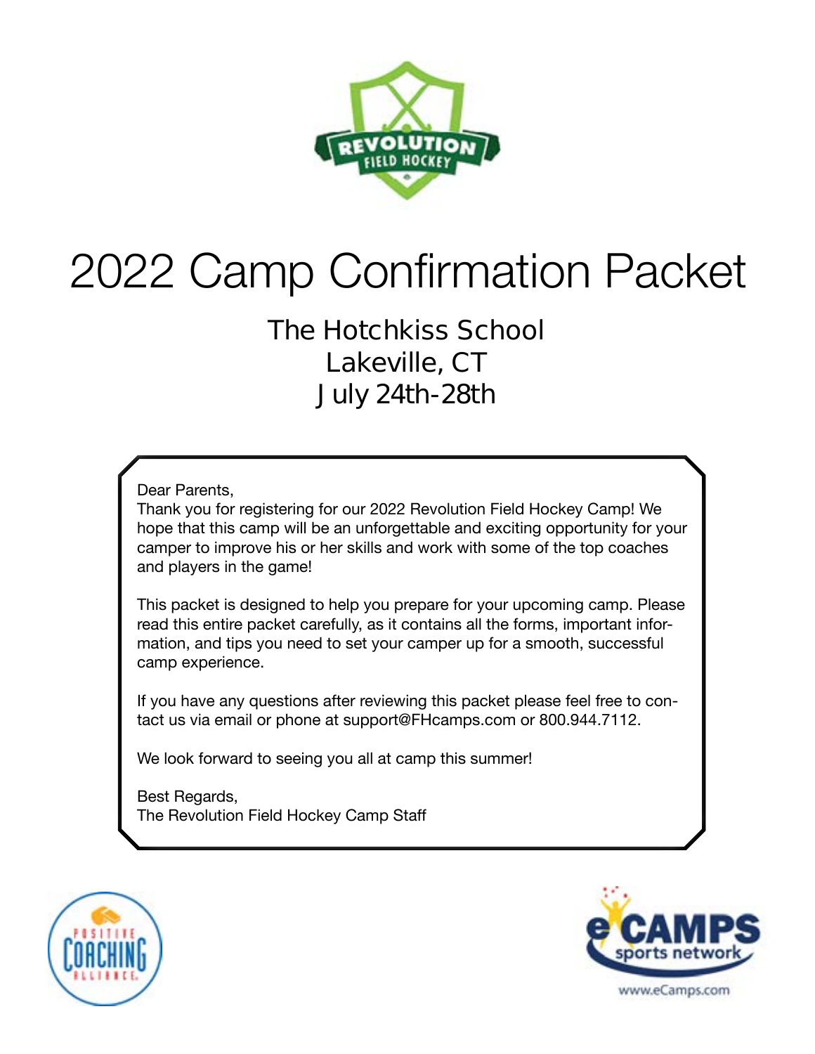# 2022 Camp Confirmation Packet

## The Hotchkiss School
## Lakeville, CT
## July 24th-28th

Dear Parents,

Thank you for registering for our 2022 Revolution Field Hockey Camp! We hope that this camp will be an unforgettable and exciting opportunity for your camper to improve his or her skills and work with some of the top coaches and players in the game!

This packet is designed to help you prepare for your upcoming camp. Please read this entire packet carefully, as it contains all the forms, important information, and tips you need to set your camper up for a smooth, successful camp experience.

If you have any questions after reviewing this packet please feel free to contact us via email or phone at support@FHcamps.com or 800.944.7112.

We look forward to seeing you all at camp this summer!

Best Regards,
The Revolution Field Hockey Camp Staff

www.eCamps.com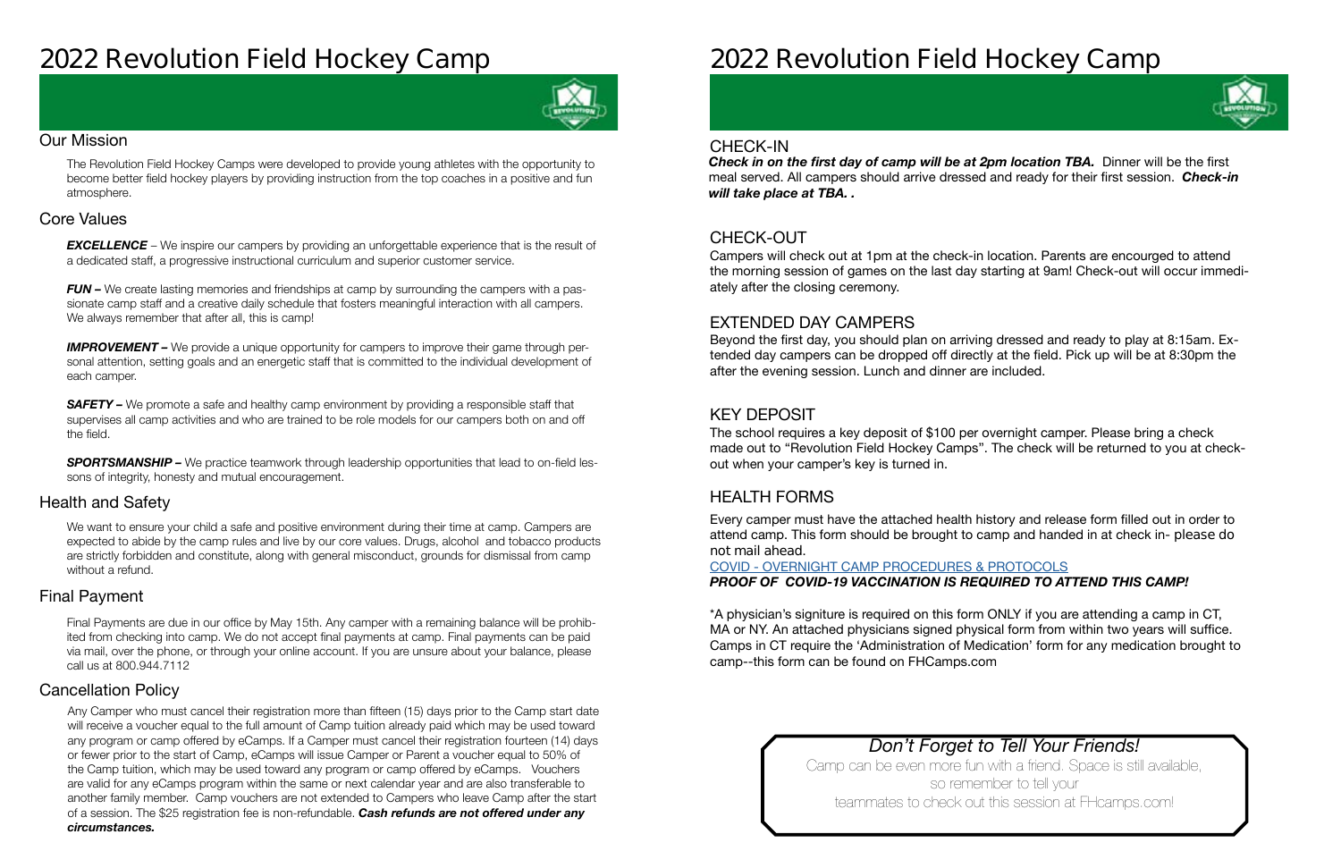# 2022 Revolution Field Hockey Camp

## Our Mission

The Revolution Field Hockey Camps were developed to provide young athletes with the opportunity to become better field hockey players by providing instruction from the top coaches in a positive and fun atmosphere.

## Core Values

***EXCELLENCE*** – We inspire our campers by providing an unforgettable experience that is the result of a dedicated staff, a progressive instructional curriculum and superior customer service.

***FUN –*** We create lasting memories and friendships at camp by surrounding the campers with a passionate camp staff and a creative daily schedule that fosters meaningful interaction with all campers. We always remember that after all, this is camp!

***IMPROVEMENT –*** We provide a unique opportunity for campers to improve their game through personal attention, setting goals and an energetic staff that is committed to the individual development of each camper.

***SAFETY –*** We promote a safe and healthy camp environment by providing a responsible staff that supervises all camp activities and who are trained to be role models for our campers both on and off the field.

***SPORTSMANSHIP –*** We practice teamwork through leadership opportunities that lead to on-field lessons of integrity, honesty and mutual encouragement.

## Health and Safety

We want to ensure your child a safe and positive environment during their time at camp. Campers are expected to abide by the camp rules and live by our core values. Drugs, alcohol and tobacco products are strictly forbidden and constitute, along with general misconduct, grounds for dismissal from camp without a refund.

## Final Payment

Final Payments are due in our office by May 15th. Any camper with a remaining balance will be prohibited from checking into camp. We do not accept final payments at camp. Final payments can be paid via mail, over the phone, or through your online account. If you are unsure about your balance, please call us at 800.944.7112

## Cancellation Policy

Any Camper who must cancel their registration more than fifteen (15) days prior to the Camp start date will receive a voucher equal to the full amount of Camp tuition already paid which may be used toward any program or camp offered by eCamps. If a Camper must cancel their registration fourteen (14) days or fewer prior to the start of Camp, eCamps will issue Camper or Parent a voucher equal to 50% of the Camp tuition, which may be used toward any program or camp offered by eCamps. Vouchers are valid for any eCamps program within the same or next calendar year and are also transferable to another family member. Camp vouchers are not extended to Campers who leave Camp after the start of a session. The $25 registration fee is non-refundable. ***Cash refunds are not offered under any circumstances.***

# 2022 Revolution Field Hockey Camp

## CHECK-IN

***Check in on the first day of camp will be at 2pm location TBA.*** Dinner will be the first meal served. All campers should arrive dressed and ready for their first session. ***Check-in will take place at TBA. .***

## CHECK-OUT

Campers will check out at 1pm at the check-in location. Parents are encourged to attend the morning session of games on the last day starting at 9am! Check-out will occur immediately after the closing ceremony.

## EXTENDED DAY CAMPERS

Beyond the first day, you should plan on arriving dressed and ready to play at 8:15am. Extended day campers can be dropped off directly at the field. Pick up will be at 8:30pm the after the evening session. Lunch and dinner are included.

## KEY DEPOSIT

The school requires a key deposit of $100 per overnight camper. Please bring a check made out to "Revolution Field Hockey Camps". The check will be returned to you at check-out when your camper's key is turned in.

## HEALTH FORMS

Every camper must have the attached health history and release form filled out in order to attend camp. This form should be brought to camp and handed in at check in- please do not mail ahead.

COVID - OVERNIGHT CAMP PROCEDURES & PROTOCOLS

***PROOF OF COVID-19 VACCINATION IS REQUIRED TO ATTEND THIS CAMP!***

*A physician's signiture is required on this form ONLY if you are attending a camp in CT, MA or NY. An attached physicians signed physical form from within two years will suffice. Camps in CT require the 'Administration of Medication' form for any medication brought to camp--this form can be found on FHCamps.com

### *Don't Forget to Tell Your Friends!*

Camp can be even more fun with a friend. Space is still available, so remember to tell your teammates to check out this session at FHcamps.com!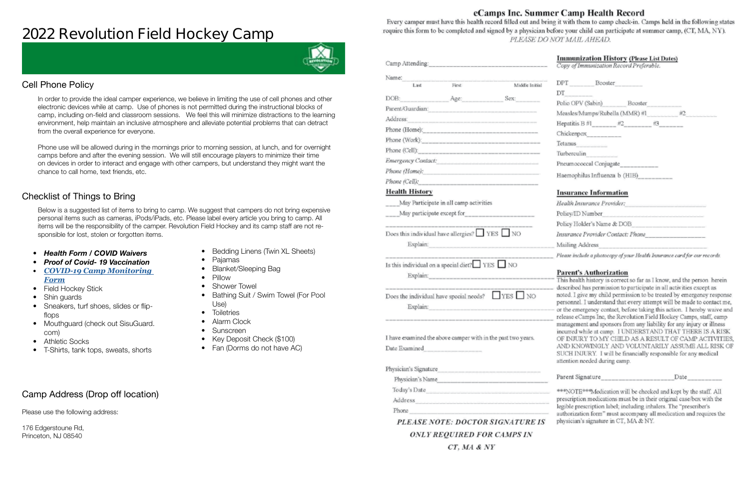# 2022 Revolution Field Hockey Camp

## Cell Phone Policy

In order to provide the ideal camper experience, we believe in limiting the use of cell phones and other electronic devices while at camp. Use of phones is not permitted during the instructional blocks of camp, including on-field and classroom sessions. We feel this will minimize distractions to the learning environment, help maintain an inclusive atmosphere and alleviate potential problems that can detract from the overall experience for everyone.

Phone use will be allowed during in the mornings prior to morning session, at lunch, and for overnight camps before and after the evening session. We will still encourage players to minimize their time on devices in order to interact and engage with other campers, but understand they might want the chance to call home, text friends, etc.

## Checklist of Things to Bring

Below is a suggested list of items to bring to camp. We suggest that campers do not bring expensive personal items such as cameras, iPods/iPads, etc. Please label every article you bring to camp. All items will be the responsibility of the camper. Revolution Field Hockey and its camp staff are not responsible for lost, stolen or forgotten items.

- ***Health Form / COVID Waivers***
- ***Proof of Covid- 19 Vaccination***
- ***COVID-19 Camp Monitoring Form***
- Field Hockey Stick
- Shin guards
- Sneakers, turf shoes, slides or flip-flops
- Mouthguard (check out SisuGuard.com)
- Athletic Socks
- T-Shirts, tank tops, sweats, shorts
- Bedding Linens (Twin XL Sheets)
- Pajamas
- Blanket/Sleeping Bag
- Pillow
- Shower Towel
- Bathing Suit / Swim Towel (For Pool Use)
- Toiletries
- Alarm Clock
- Sunscreen
- Key Deposit Check ($100)
- Fan (Dorms do not have AC)

## Camp Address (Drop off location)

Please use the following address:

176 Edgerstoune Rd,
Princeton, NJ 08540

# eCamps Inc. Summer Camp Health Record

Every camper must have this health record filled out and bring it with them to camp check-in. Camps held in the following states require this form to be completed and signed by a physician before your child can participate at summer camp, (CT, MA, NY).

*PLEASE DO NOT MAIL AHEAD.*

Camp Attending: ______________________________

Name: ______________________________
Last First Middle Initial

DOB: __________ Age: __________ Sex: __________

Parent/Guardian: ______________________________

Address: ______________________________

Phone (Home): ______________________________

Phone (Work): ______________________________

Phone (Cell): ______________________________

*Emergency Contact:* ______________________________

*Phone (Home):* ______________________________

*Phone (Cell):* ______________________________

**Health History**

____May Participate in all camp activities

____May participate except for______________________

______________________________

Does this individual have allergies? ☐ YES ☐ NO

Explain: ______________________________

______________________________

Is this individual on a special diet? ☐ YES ☐ NO

Explain: ______________________________

______________________________

Does the individual have special needs? ☐ YES ☐ NO

Explain: ______________________________

______________________________

I have examined the above camper with in the past two years.

Date Examined ______________

Physician's Signature ______________________________

Physician's Name ______________________________

Today's Date ______________________________

Address ______________________________

Phone ______________________________

***PLEASE NOTE: DOCTOR SIGNATURE IS ONLY REQUIRED FOR CAMPS IN CT, MA & NY***

**Immunization History (Please List Dates)**

*Copy of Immunization Record Preferable.*

DPT ________ Booster ________

DT ________

Polio OPV (Sabin) ________ Booster ________

Measles/Mumps/Rubella (MMR) #1 ________ #2 ________

Hepatitis B #1 ________ #2 ________ #3 ________

Chickenpox ________

Tetanus ________

Turberculin ________

Pneumococcal Conjugate ________

Haemophilus Influenza b (HIB) ________

**Insurance Information**

*Health Insurance Provider:* ______________________________

Policy/ID Number ______________________________

Policy Holder's Name & DOB ______________________________

*Insurance Provider Contact: Phone* ______________________________

Mailing Address ______________________________

*Please include a photocopy of your Health Insurance card for our records.*

**Parent's Authorization**

This health history is correct so far as I know, and the person herein described has permission to participate in all activities except as noted. I give my child permission to be treated by emergency response personnel. I understand that every attempt will be made to contact me, or the emergency contact, before taking this action. I hereby waive and release eCamps Inc, the Revolution Field Hockey Camps, staff, camp management and sponsors from any liability for any injury or illness incurred while at camp. I UNDERSTAND THAT THERE IS A RISK OF INJURY TO MY CHILD AS A RESULT OF CAMP ACTIVITIES, AND KNOWINGLY AND VOLUNTARILY ASSUME ALL RISK OF SUCH INJURY. I will be financially responsible for any medical attention needed during camp.

Parent Signature ______________________ Date __________

\*\*\*NOTE\*\*\*Medication will be checked and kept by the staff. All prescription medications must be in their original case/box with the legible prescription label; including inhalers. The "prescriber's authorization form" must accompany all medication and requires the physician's signature in CT, MA & NY.